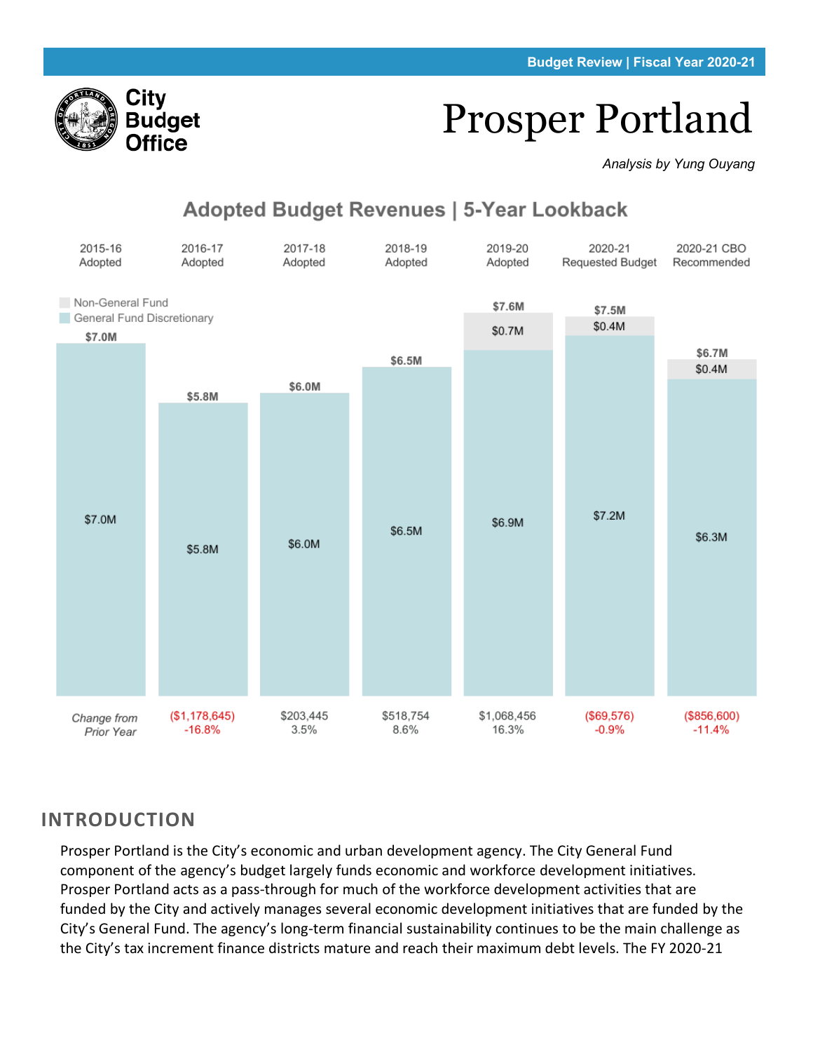Budget Review | Fiscal Year 2020-21

City Budget Office

# Prosper Portland

*Analysis by Yung Ouyang*

## Adopted Budget Revenues | 5-Year Lookback

| | 2015-16 Adopted | 2016-17 Adopted | 2017-18 Adopted | 2018-19 Adopted | 2019-20 Adopted | 2020-21 Requested Budget | 2020-21 CBO Recommended |
|---|---|---|---|---|---|---|---|
| Total | $7.0M | $5.8M | $6.0M | $6.5M | $7.6M | $7.5M | $6.7M |
| Non-General Fund | | | | | $0.7M | $0.4M | $0.4M |
| General Fund Discretionary | $7.0M | $5.8M | $6.0M | $6.5M | $6.9M | $7.2M | $6.3M |
| *Change from Prior Year* | | ($1,178,645) -16.8% | $203,445 3.5% | $518,754 8.6% | $1,068,456 16.3% | ($69,576) -0.9% | ($856,600) -11.4% |

## INTRODUCTION

Prosper Portland is the City's economic and urban development agency. The City General Fund component of the agency's budget largely funds economic and workforce development initiatives. Prosper Portland acts as a pass-through for much of the workforce development activities that are funded by the City and actively manages several economic development initiatives that are funded by the City's General Fund. The agency's long-term financial sustainability continues to be the main challenge as the City's tax increment finance districts mature and reach their maximum debt levels. The FY 2020-21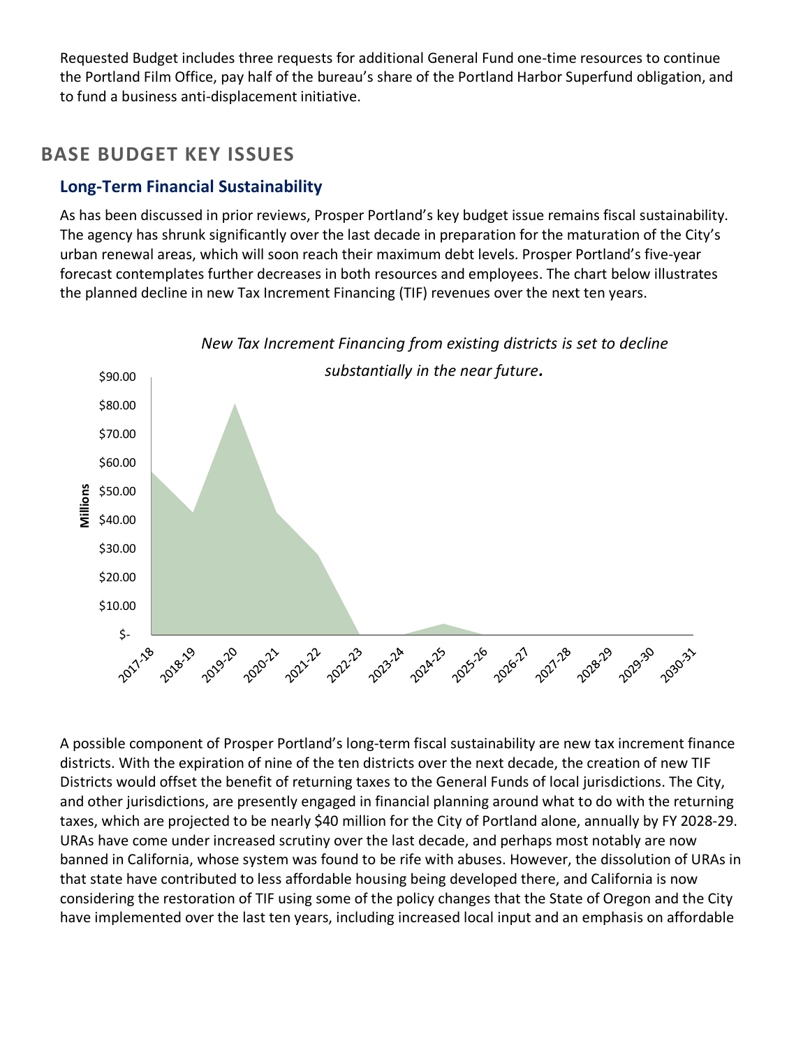Requested Budget includes three requests for additional General Fund one-time resources to continue the Portland Film Office, pay half of the bureau's share of the Portland Harbor Superfund obligation, and to fund a business anti-displacement initiative.

## BASE BUDGET KEY ISSUES

### Long-Term Financial Sustainability

As has been discussed in prior reviews, Prosper Portland's key budget issue remains fiscal sustainability. The agency has shrunk significantly over the last decade in preparation for the maturation of the City's urban renewal areas, which will soon reach their maximum debt levels. Prosper Portland's five-year forecast contemplates further decreases in both resources and employees. The chart below illustrates the planned decline in new Tax Increment Financing (TIF) revenues over the next ten years.

*New Tax Increment Financing from existing districts is set to decline substantially in the near future.*

A possible component of Prosper Portland's long-term fiscal sustainability are new tax increment finance districts. With the expiration of nine of the ten districts over the next decade, the creation of new TIF Districts would offset the benefit of returning taxes to the General Funds of local jurisdictions. The City, and other jurisdictions, are presently engaged in financial planning around what to do with the returning taxes, which are projected to be nearly $40 million for the City of Portland alone, annually by FY 2028-29. URAs have come under increased scrutiny over the last decade, and perhaps most notably are now banned in California, whose system was found to be rife with abuses. However, the dissolution of URAs in that state have contributed to less affordable housing being developed there, and California is now considering the restoration of TIF using some of the policy changes that the State of Oregon and the City have implemented over the last ten years, including increased local input and an emphasis on affordable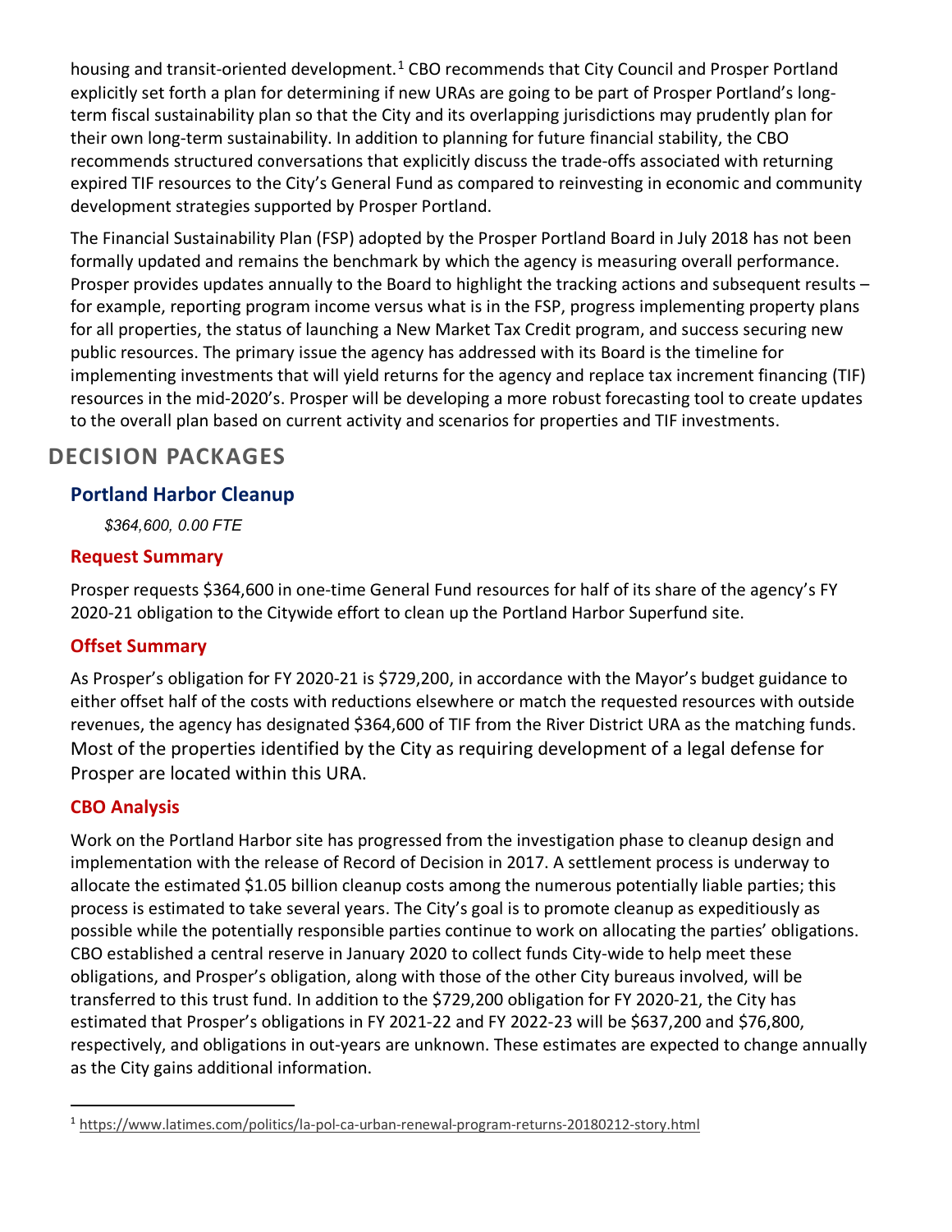housing and transit-oriented development.[1] CBO recommends that City Council and Prosper Portland explicitly set forth a plan for determining if new URAs are going to be part of Prosper Portland's long-term fiscal sustainability plan so that the City and its overlapping jurisdictions may prudently plan for their own long-term sustainability. In addition to planning for future financial stability, the CBO recommends structured conversations that explicitly discuss the trade-offs associated with returning expired TIF resources to the City's General Fund as compared to reinvesting in economic and community development strategies supported by Prosper Portland.

The Financial Sustainability Plan (FSP) adopted by the Prosper Portland Board in July 2018 has not been formally updated and remains the benchmark by which the agency is measuring overall performance. Prosper provides updates annually to the Board to highlight the tracking actions and subsequent results – for example, reporting program income versus what is in the FSP, progress implementing property plans for all properties, the status of launching a New Market Tax Credit program, and success securing new public resources. The primary issue the agency has addressed with its Board is the timeline for implementing investments that will yield returns for the agency and replace tax increment financing (TIF) resources in the mid-2020's. Prosper will be developing a more robust forecasting tool to create updates to the overall plan based on current activity and scenarios for properties and TIF investments.

## DECISION PACKAGES

### Portland Harbor Cleanup

*$364,600, 0.00 FTE*

#### Request Summary

Prosper requests $364,600 in one-time General Fund resources for half of its share of the agency's FY 2020-21 obligation to the Citywide effort to clean up the Portland Harbor Superfund site.

#### Offset Summary

As Prosper's obligation for FY 2020-21 is $729,200, in accordance with the Mayor's budget guidance to either offset half of the costs with reductions elsewhere or match the requested resources with outside revenues, the agency has designated $364,600 of TIF from the River District URA as the matching funds. Most of the properties identified by the City as requiring development of a legal defense for Prosper are located within this URA.

#### CBO Analysis

Work on the Portland Harbor site has progressed from the investigation phase to cleanup design and implementation with the release of Record of Decision in 2017. A settlement process is underway to allocate the estimated $1.05 billion cleanup costs among the numerous potentially liable parties; this process is estimated to take several years. The City's goal is to promote cleanup as expeditiously as possible while the potentially responsible parties continue to work on allocating the parties' obligations. CBO established a central reserve in January 2020 to collect funds City-wide to help meet these obligations, and Prosper's obligation, along with those of the other City bureaus involved, will be transferred to this trust fund. In addition to the $729,200 obligation for FY 2020-21, the City has estimated that Prosper's obligations in FY 2021-22 and FY 2022-23 will be $637,200 and $76,800, respectively, and obligations in out-years are unknown. These estimates are expected to change annually as the City gains additional information.

---

[1] https://www.latimes.com/politics/la-pol-ca-urban-renewal-program-returns-20180212-story.html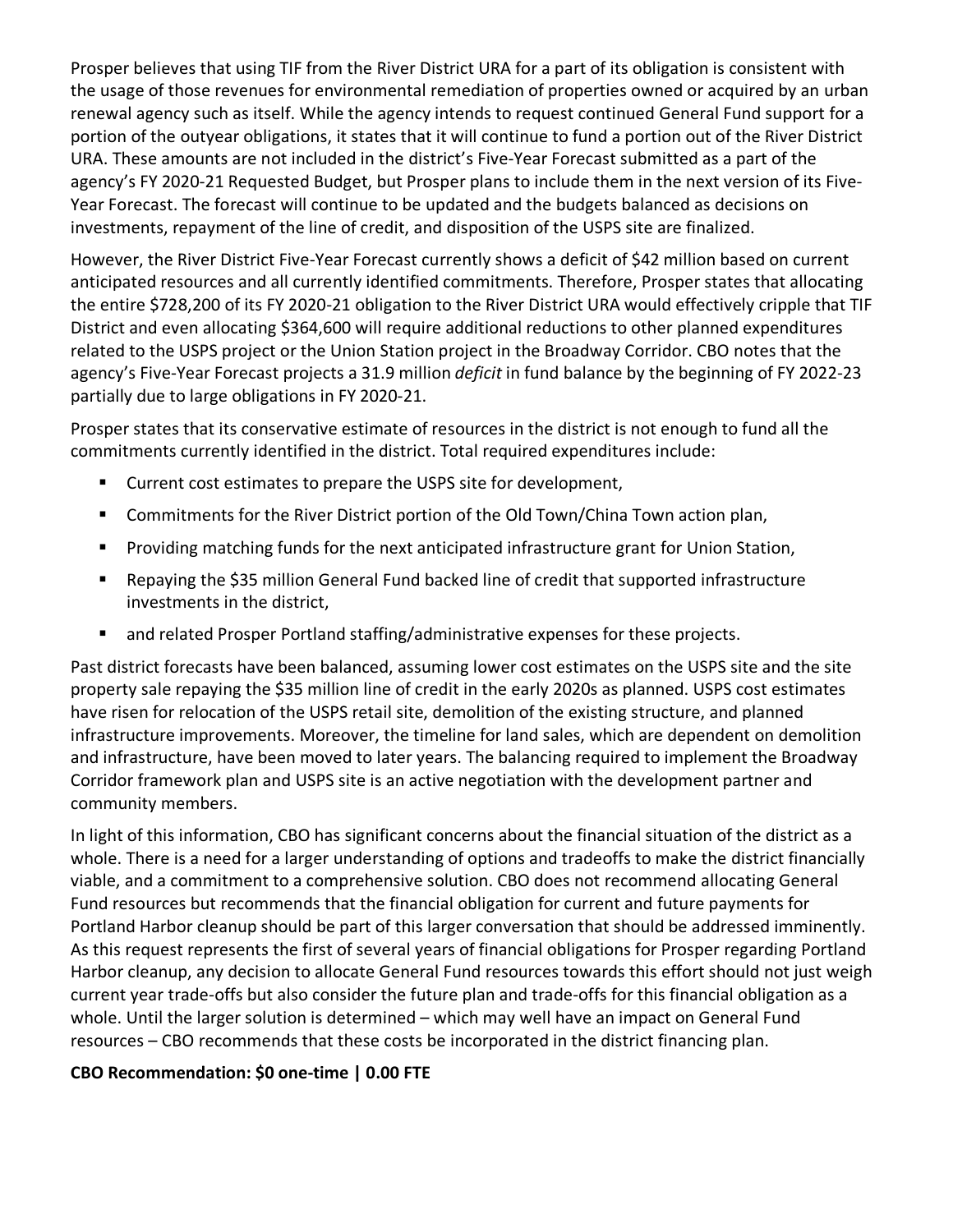Prosper believes that using TIF from the River District URA for a part of its obligation is consistent with the usage of those revenues for environmental remediation of properties owned or acquired by an urban renewal agency such as itself. While the agency intends to request continued General Fund support for a portion of the outyear obligations, it states that it will continue to fund a portion out of the River District URA. These amounts are not included in the district's Five-Year Forecast submitted as a part of the agency's FY 2020-21 Requested Budget, but Prosper plans to include them in the next version of its Five-Year Forecast. The forecast will continue to be updated and the budgets balanced as decisions on investments, repayment of the line of credit, and disposition of the USPS site are finalized.

However, the River District Five-Year Forecast currently shows a deficit of $42 million based on current anticipated resources and all currently identified commitments. Therefore, Prosper states that allocating the entire $728,200 of its FY 2020-21 obligation to the River District URA would effectively cripple that TIF District and even allocating $364,600 will require additional reductions to other planned expenditures related to the USPS project or the Union Station project in the Broadway Corridor. CBO notes that the agency's Five-Year Forecast projects a 31.9 million *deficit* in fund balance by the beginning of FY 2022-23 partially due to large obligations in FY 2020-21.

Prosper states that its conservative estimate of resources in the district is not enough to fund all the commitments currently identified in the district. Total required expenditures include:

- Current cost estimates to prepare the USPS site for development,
- Commitments for the River District portion of the Old Town/China Town action plan,
- Providing matching funds for the next anticipated infrastructure grant for Union Station,
- Repaying the $35 million General Fund backed line of credit that supported infrastructure investments in the district,
- and related Prosper Portland staffing/administrative expenses for these projects.

Past district forecasts have been balanced, assuming lower cost estimates on the USPS site and the site property sale repaying the $35 million line of credit in the early 2020s as planned. USPS cost estimates have risen for relocation of the USPS retail site, demolition of the existing structure, and planned infrastructure improvements. Moreover, the timeline for land sales, which are dependent on demolition and infrastructure, have been moved to later years. The balancing required to implement the Broadway Corridor framework plan and USPS site is an active negotiation with the development partner and community members.

In light of this information, CBO has significant concerns about the financial situation of the district as a whole. There is a need for a larger understanding of options and tradeoffs to make the district financially viable, and a commitment to a comprehensive solution. CBO does not recommend allocating General Fund resources but recommends that the financial obligation for current and future payments for Portland Harbor cleanup should be part of this larger conversation that should be addressed imminently. As this request represents the first of several years of financial obligations for Prosper regarding Portland Harbor cleanup, any decision to allocate General Fund resources towards this effort should not just weigh current year trade-offs but also consider the future plan and trade-offs for this financial obligation as a whole. Until the larger solution is determined – which may well have an impact on General Fund resources – CBO recommends that these costs be incorporated in the district financing plan.

**CBO Recommendation: $0 one-time | 0.00 FTE**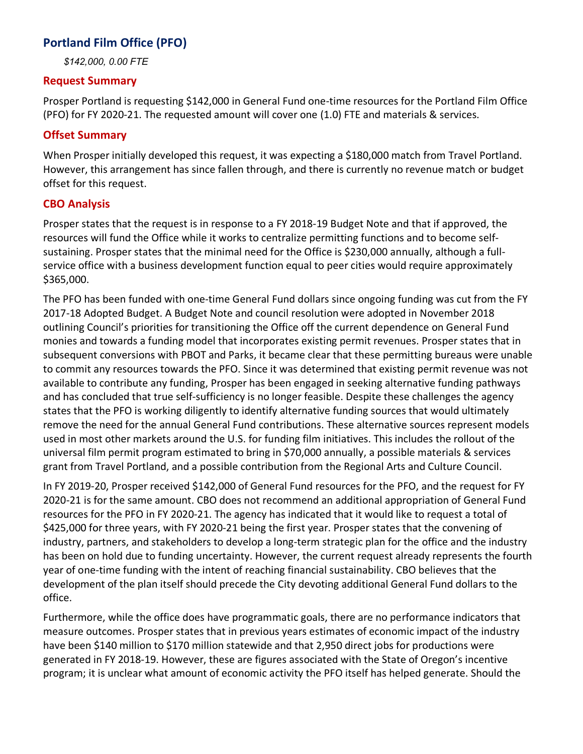## Portland Film Office (PFO)

*$142,000, 0.00 FTE*

### Request Summary

Prosper Portland is requesting $142,000 in General Fund one-time resources for the Portland Film Office (PFO) for FY 2020-21. The requested amount will cover one (1.0) FTE and materials & services.

### Offset Summary

When Prosper initially developed this request, it was expecting a $180,000 match from Travel Portland. However, this arrangement has since fallen through, and there is currently no revenue match or budget offset for this request.

### CBO Analysis

Prosper states that the request is in response to a FY 2018-19 Budget Note and that if approved, the resources will fund the Office while it works to centralize permitting functions and to become self-sustaining. Prosper states that the minimal need for the Office is $230,000 annually, although a full-service office with a business development function equal to peer cities would require approximately $365,000.

The PFO has been funded with one-time General Fund dollars since ongoing funding was cut from the FY 2017-18 Adopted Budget. A Budget Note and council resolution were adopted in November 2018 outlining Council's priorities for transitioning the Office off the current dependence on General Fund monies and towards a funding model that incorporates existing permit revenues. Prosper states that in subsequent conversions with PBOT and Parks, it became clear that these permitting bureaus were unable to commit any resources towards the PFO. Since it was determined that existing permit revenue was not available to contribute any funding, Prosper has been engaged in seeking alternative funding pathways and has concluded that true self-sufficiency is no longer feasible. Despite these challenges the agency states that the PFO is working diligently to identify alternative funding sources that would ultimately remove the need for the annual General Fund contributions. These alternative sources represent models used in most other markets around the U.S. for funding film initiatives. This includes the rollout of the universal film permit program estimated to bring in $70,000 annually, a possible materials & services grant from Travel Portland, and a possible contribution from the Regional Arts and Culture Council.

In FY 2019-20, Prosper received $142,000 of General Fund resources for the PFO, and the request for FY 2020-21 is for the same amount. CBO does not recommend an additional appropriation of General Fund resources for the PFO in FY 2020-21. The agency has indicated that it would like to request a total of $425,000 for three years, with FY 2020-21 being the first year. Prosper states that the convening of industry, partners, and stakeholders to develop a long-term strategic plan for the office and the industry has been on hold due to funding uncertainty. However, the current request already represents the fourth year of one-time funding with the intent of reaching financial sustainability. CBO believes that the development of the plan itself should precede the City devoting additional General Fund dollars to the office.

Furthermore, while the office does have programmatic goals, there are no performance indicators that measure outcomes. Prosper states that in previous years estimates of economic impact of the industry have been $140 million to $170 million statewide and that 2,950 direct jobs for productions were generated in FY 2018-19. However, these are figures associated with the State of Oregon's incentive program; it is unclear what amount of economic activity the PFO itself has helped generate. Should the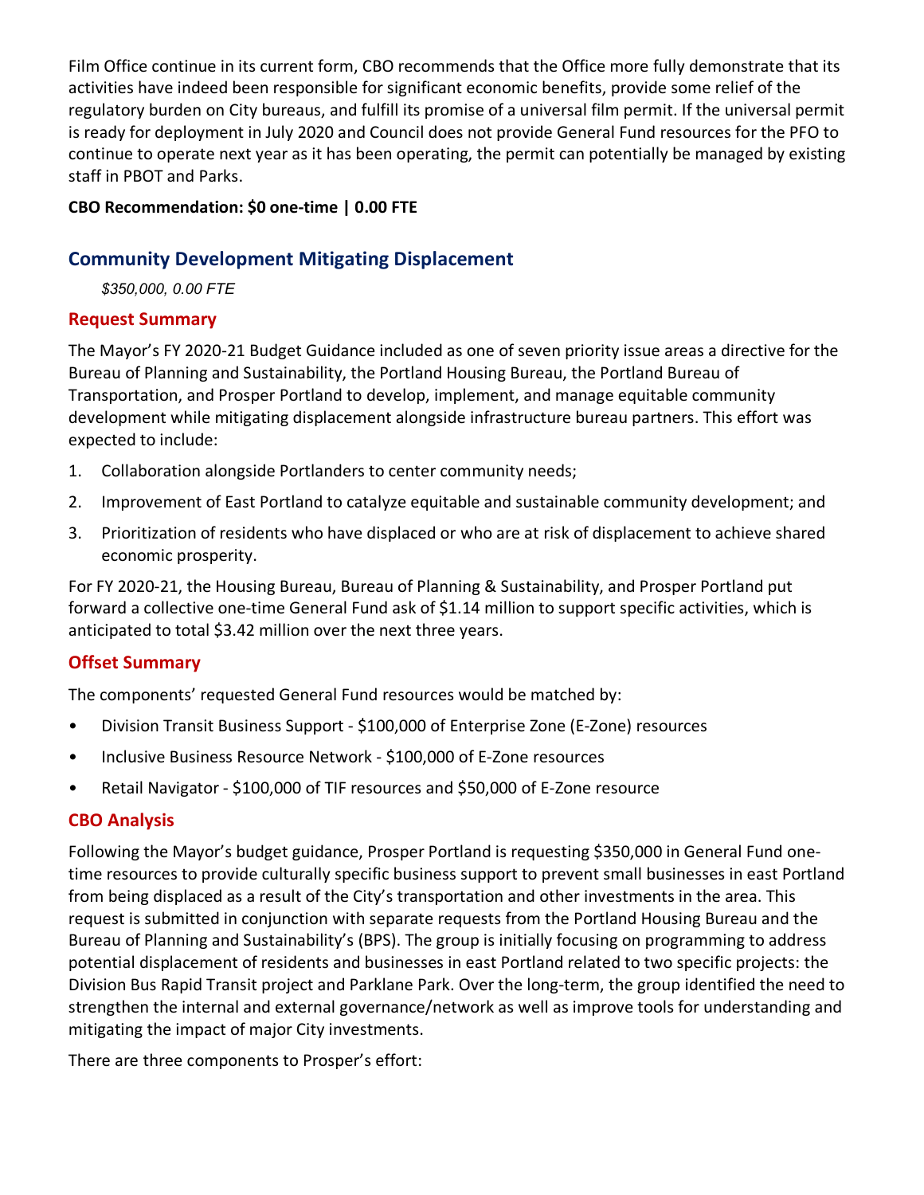Film Office continue in its current form, CBO recommends that the Office more fully demonstrate that its activities have indeed been responsible for significant economic benefits, provide some relief of the regulatory burden on City bureaus, and fulfill its promise of a universal film permit. If the universal permit is ready for deployment in July 2020 and Council does not provide General Fund resources for the PFO to continue to operate next year as it has been operating, the permit can potentially be managed by existing staff in PBOT and Parks.

**CBO Recommendation: $0 one-time | 0.00 FTE**

## Community Development Mitigating Displacement

*$350,000, 0.00 FTE*

### Request Summary

The Mayor's FY 2020-21 Budget Guidance included as one of seven priority issue areas a directive for the Bureau of Planning and Sustainability, the Portland Housing Bureau, the Portland Bureau of Transportation, and Prosper Portland to develop, implement, and manage equitable community development while mitigating displacement alongside infrastructure bureau partners. This effort was expected to include:

1. Collaboration alongside Portlanders to center community needs;
2. Improvement of East Portland to catalyze equitable and sustainable community development; and
3. Prioritization of residents who have displaced or who are at risk of displacement to achieve shared economic prosperity.

For FY 2020-21, the Housing Bureau, Bureau of Planning & Sustainability, and Prosper Portland put forward a collective one-time General Fund ask of $1.14 million to support specific activities, which is anticipated to total $3.42 million over the next three years.

### Offset Summary

The components' requested General Fund resources would be matched by:

- Division Transit Business Support - $100,000 of Enterprise Zone (E-Zone) resources
- Inclusive Business Resource Network - $100,000 of E-Zone resources
- Retail Navigator - $100,000 of TIF resources and $50,000 of E-Zone resource

### CBO Analysis

Following the Mayor's budget guidance, Prosper Portland is requesting $350,000 in General Fund one-time resources to provide culturally specific business support to prevent small businesses in east Portland from being displaced as a result of the City's transportation and other investments in the area. This request is submitted in conjunction with separate requests from the Portland Housing Bureau and the Bureau of Planning and Sustainability's (BPS). The group is initially focusing on programming to address potential displacement of residents and businesses in east Portland related to two specific projects: the Division Bus Rapid Transit project and Parklane Park. Over the long-term, the group identified the need to strengthen the internal and external governance/network as well as improve tools for understanding and mitigating the impact of major City investments.

There are three components to Prosper's effort: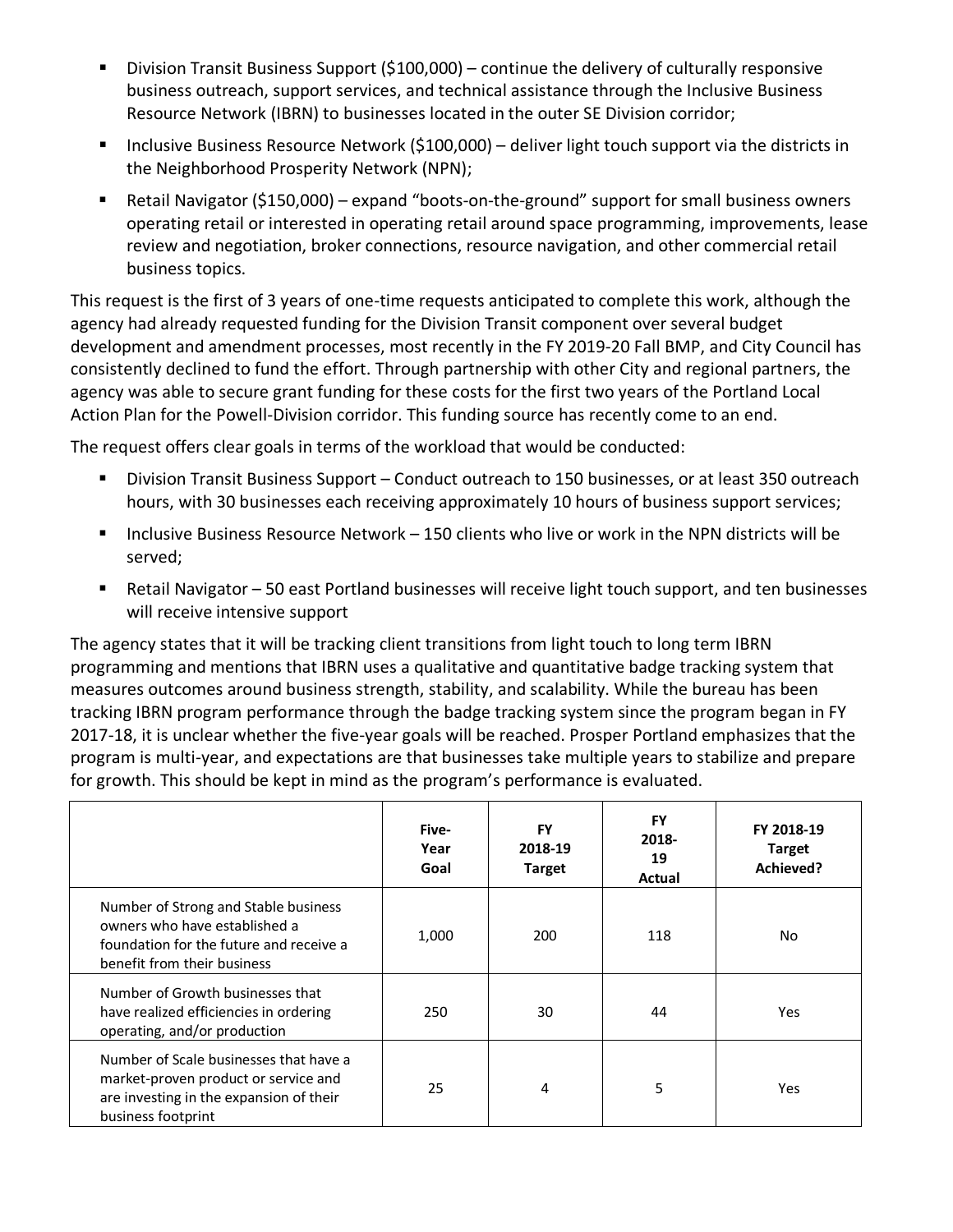- Division Transit Business Support ($100,000) – continue the delivery of culturally responsive business outreach, support services, and technical assistance through the Inclusive Business Resource Network (IBRN) to businesses located in the outer SE Division corridor;
- Inclusive Business Resource Network ($100,000) – deliver light touch support via the districts in the Neighborhood Prosperity Network (NPN);
- Retail Navigator ($150,000) – expand "boots-on-the-ground" support for small business owners operating retail or interested in operating retail around space programming, improvements, lease review and negotiation, broker connections, resource navigation, and other commercial retail business topics.

This request is the first of 3 years of one-time requests anticipated to complete this work, although the agency had already requested funding for the Division Transit component over several budget development and amendment processes, most recently in the FY 2019-20 Fall BMP, and City Council has consistently declined to fund the effort. Through partnership with other City and regional partners, the agency was able to secure grant funding for these costs for the first two years of the Portland Local Action Plan for the Powell-Division corridor. This funding source has recently come to an end.

The request offers clear goals in terms of the workload that would be conducted:

- Division Transit Business Support – Conduct outreach to 150 businesses, or at least 350 outreach hours, with 30 businesses each receiving approximately 10 hours of business support services;
- Inclusive Business Resource Network – 150 clients who live or work in the NPN districts will be served;
- Retail Navigator – 50 east Portland businesses will receive light touch support, and ten businesses will receive intensive support

The agency states that it will be tracking client transitions from light touch to long term IBRN programming and mentions that IBRN uses a qualitative and quantitative badge tracking system that measures outcomes around business strength, stability, and scalability. While the bureau has been tracking IBRN program performance through the badge tracking system since the program began in FY 2017-18, it is unclear whether the five-year goals will be reached. Prosper Portland emphasizes that the program is multi-year, and expectations are that businesses take multiple years to stabilize and prepare for growth. This should be kept in mind as the program's performance is evaluated.

| | Five-Year Goal | FY 2018-19 Target | FY 2018-19 Actual | FY 2018-19 Target Achieved? |
|---|---|---|---|---|
| Number of Strong and Stable business owners who have established a foundation for the future and receive a benefit from their business | 1,000 | 200 | 118 | No |
| Number of Growth businesses that have realized efficiencies in ordering operating, and/or production | 250 | 30 | 44 | Yes |
| Number of Scale businesses that have a market-proven product or service and are investing in the expansion of their business footprint | 25 | 4 | 5 | Yes |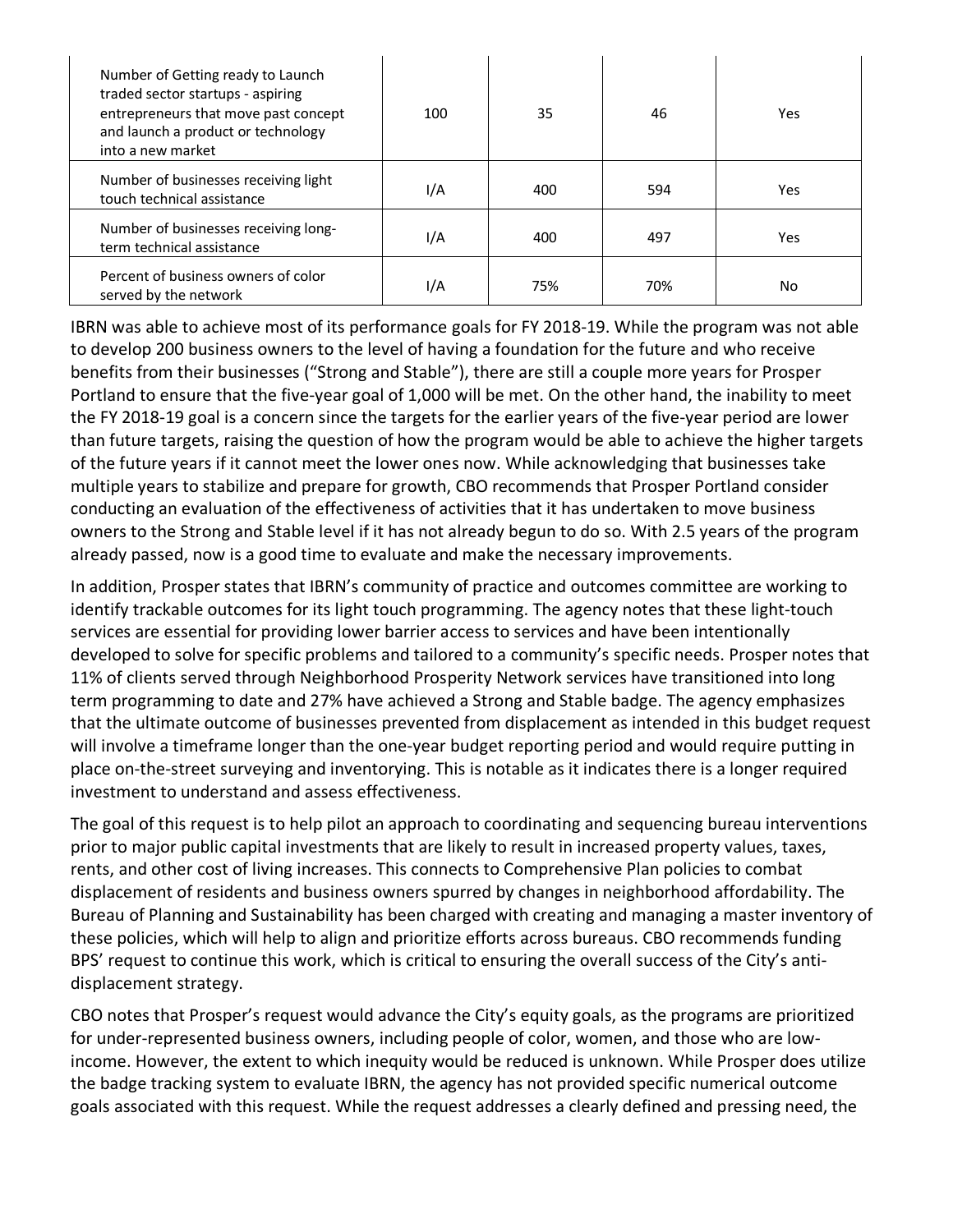| | | | | |
|---|---|---|---|---|
| Number of Getting ready to Launch traded sector startups - aspiring entrepreneurs that move past concept and launch a product or technology into a new market | 100 | 35 | 46 | Yes |
| Number of businesses receiving light touch technical assistance | I/A | 400 | 594 | Yes |
| Number of businesses receiving long-term technical assistance | I/A | 400 | 497 | Yes |
| Percent of business owners of color served by the network | I/A | 75% | 70% | No |

IBRN was able to achieve most of its performance goals for FY 2018-19. While the program was not able to develop 200 business owners to the level of having a foundation for the future and who receive benefits from their businesses ("Strong and Stable"), there are still a couple more years for Prosper Portland to ensure that the five-year goal of 1,000 will be met. On the other hand, the inability to meet the FY 2018-19 goal is a concern since the targets for the earlier years of the five-year period are lower than future targets, raising the question of how the program would be able to achieve the higher targets of the future years if it cannot meet the lower ones now. While acknowledging that businesses take multiple years to stabilize and prepare for growth, CBO recommends that Prosper Portland consider conducting an evaluation of the effectiveness of activities that it has undertaken to move business owners to the Strong and Stable level if it has not already begun to do so. With 2.5 years of the program already passed, now is a good time to evaluate and make the necessary improvements.

In addition, Prosper states that IBRN's community of practice and outcomes committee are working to identify trackable outcomes for its light touch programming. The agency notes that these light-touch services are essential for providing lower barrier access to services and have been intentionally developed to solve for specific problems and tailored to a community's specific needs. Prosper notes that 11% of clients served through Neighborhood Prosperity Network services have transitioned into long term programming to date and 27% have achieved a Strong and Stable badge. The agency emphasizes that the ultimate outcome of businesses prevented from displacement as intended in this budget request will involve a timeframe longer than the one-year budget reporting period and would require putting in place on-the-street surveying and inventorying. This is notable as it indicates there is a longer required investment to understand and assess effectiveness.

The goal of this request is to help pilot an approach to coordinating and sequencing bureau interventions prior to major public capital investments that are likely to result in increased property values, taxes, rents, and other cost of living increases. This connects to Comprehensive Plan policies to combat displacement of residents and business owners spurred by changes in neighborhood affordability. The Bureau of Planning and Sustainability has been charged with creating and managing a master inventory of these policies, which will help to align and prioritize efforts across bureaus. CBO recommends funding BPS' request to continue this work, which is critical to ensuring the overall success of the City's anti-displacement strategy.

CBO notes that Prosper's request would advance the City's equity goals, as the programs are prioritized for under-represented business owners, including people of color, women, and those who are low-income. However, the extent to which inequity would be reduced is unknown. While Prosper does utilize the badge tracking system to evaluate IBRN, the agency has not provided specific numerical outcome goals associated with this request. While the request addresses a clearly defined and pressing need, the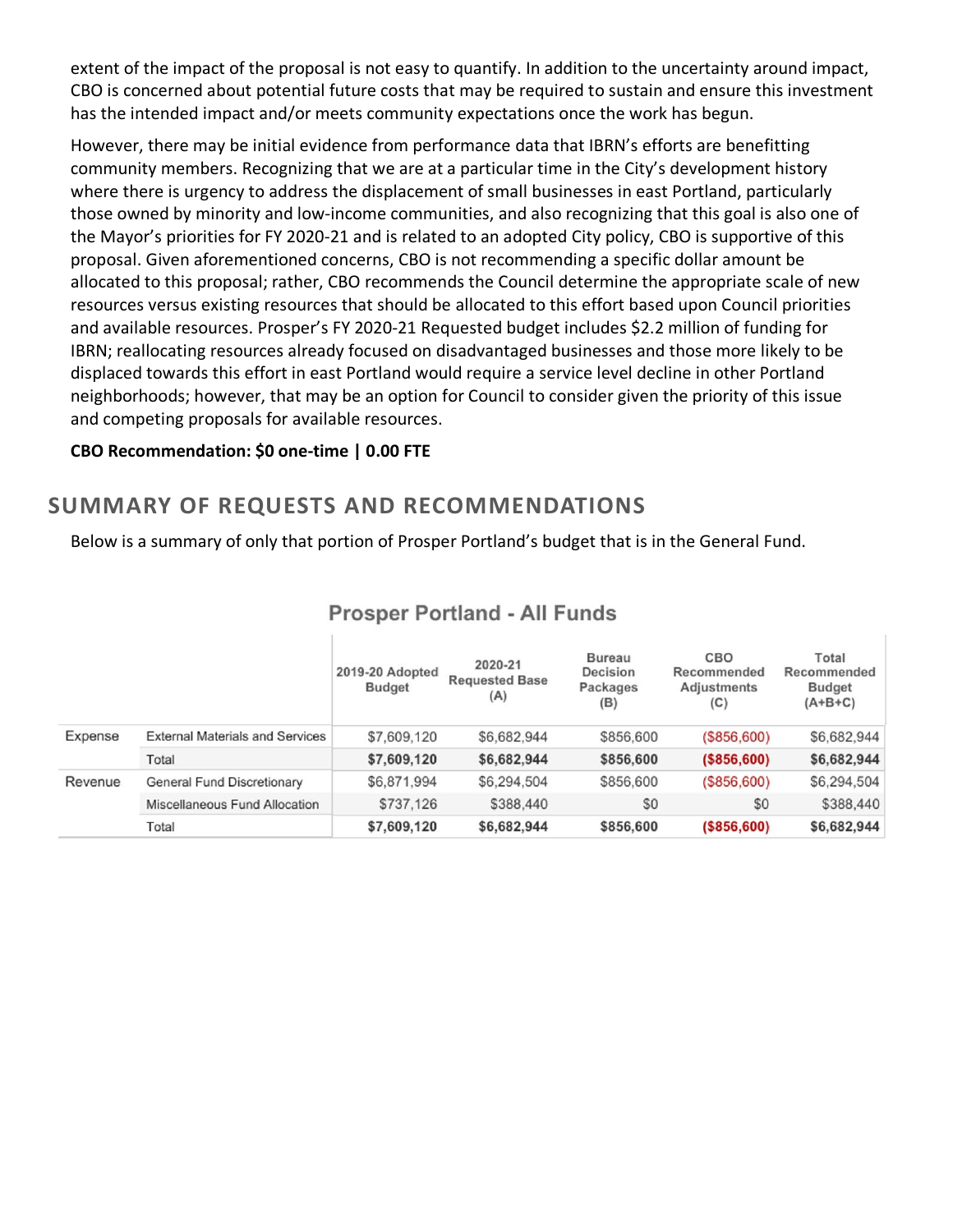extent of the impact of the proposal is not easy to quantify. In addition to the uncertainty around impact, CBO is concerned about potential future costs that may be required to sustain and ensure this investment has the intended impact and/or meets community expectations once the work has begun.

However, there may be initial evidence from performance data that IBRN's efforts are benefitting community members. Recognizing that we are at a particular time in the City's development history where there is urgency to address the displacement of small businesses in east Portland, particularly those owned by minority and low-income communities, and also recognizing that this goal is also one of the Mayor's priorities for FY 2020-21 and is related to an adopted City policy, CBO is supportive of this proposal. Given aforementioned concerns, CBO is not recommending a specific dollar amount be allocated to this proposal; rather, CBO recommends the Council determine the appropriate scale of new resources versus existing resources that should be allocated to this effort based upon Council priorities and available resources. Prosper's FY 2020-21 Requested budget includes $2.2 million of funding for IBRN; reallocating resources already focused on disadvantaged businesses and those more likely to be displaced towards this effort in east Portland would require a service level decline in other Portland neighborhoods; however, that may be an option for Council to consider given the priority of this issue and competing proposals for available resources.

**CBO Recommendation: $0 one-time | 0.00 FTE**

## SUMMARY OF REQUESTS AND RECOMMENDATIONS

Below is a summary of only that portion of Prosper Portland's budget that is in the General Fund.

### Prosper Portland - All Funds

| | | 2019-20 Adopted Budget | 2020-21 Requested Base (A) | Bureau Decision Packages (B) | CBO Recommended Adjustments (C) | Total Recommended Budget (A+B+C) |
|---|---|---|---|---|---|---|
| Expense | External Materials and Services | $7,609,120 | $6,682,944 | $856,600 | ($856,600) | $6,682,944 |
| | **Total** | **$7,609,120** | **$6,682,944** | **$856,600** | **($856,600)** | **$6,682,944** |
| Revenue | General Fund Discretionary | $6,871,994 | $6,294,504 | $856,600 | ($856,600) | $6,294,504 |
| | Miscellaneous Fund Allocation | $737,126 | $388,440 | $0 | $0 | $388,440 |
| | **Total** | **$7,609,120** | **$6,682,944** | **$856,600** | **($856,600)** | **$6,682,944** |